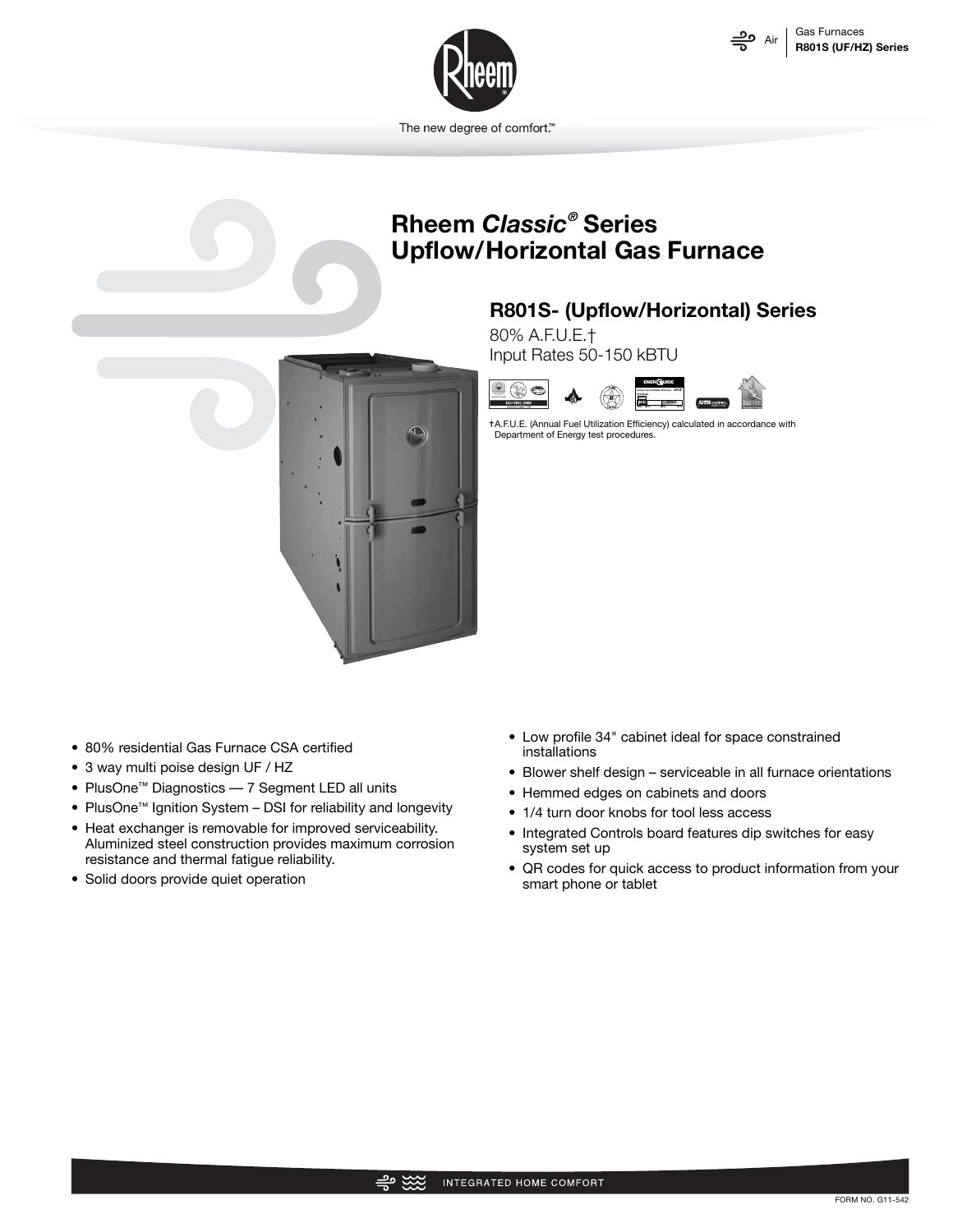The new degree of comfort.™

# Rheem *Classic®* Series Upflow/Horizontal Gas Furnace

## R801S- (Upflow/Horizontal) Series

80% A.F.U.E.†
Input Rates 50-150 kBTU

†A.F.U.E. (Annual Fuel Utilization Efficiency) calculated in accordance with Department of Energy test procedures.

- 80% residential Gas Furnace CSA certified
- 3 way multi poise design UF / HZ
- PlusOne™ Diagnostics — 7 Segment LED all units
- PlusOne™ Ignition System – DSI for reliability and longevity
- Heat exchanger is removable for improved serviceability. Aluminized steel construction provides maximum corrosion resistance and thermal fatigue reliability.
- Solid doors provide quiet operation
- Low profile 34" cabinet ideal for space constrained installations
- Blower shelf design – serviceable in all furnace orientations
- Hemmed edges on cabinets and doors
- 1/4 turn door knobs for tool less access
- Integrated Controls board features dip switches for easy system set up
- QR codes for quick access to product information from your smart phone or tablet

INTEGRATED HOME COMFORT

FORM NO. G11-542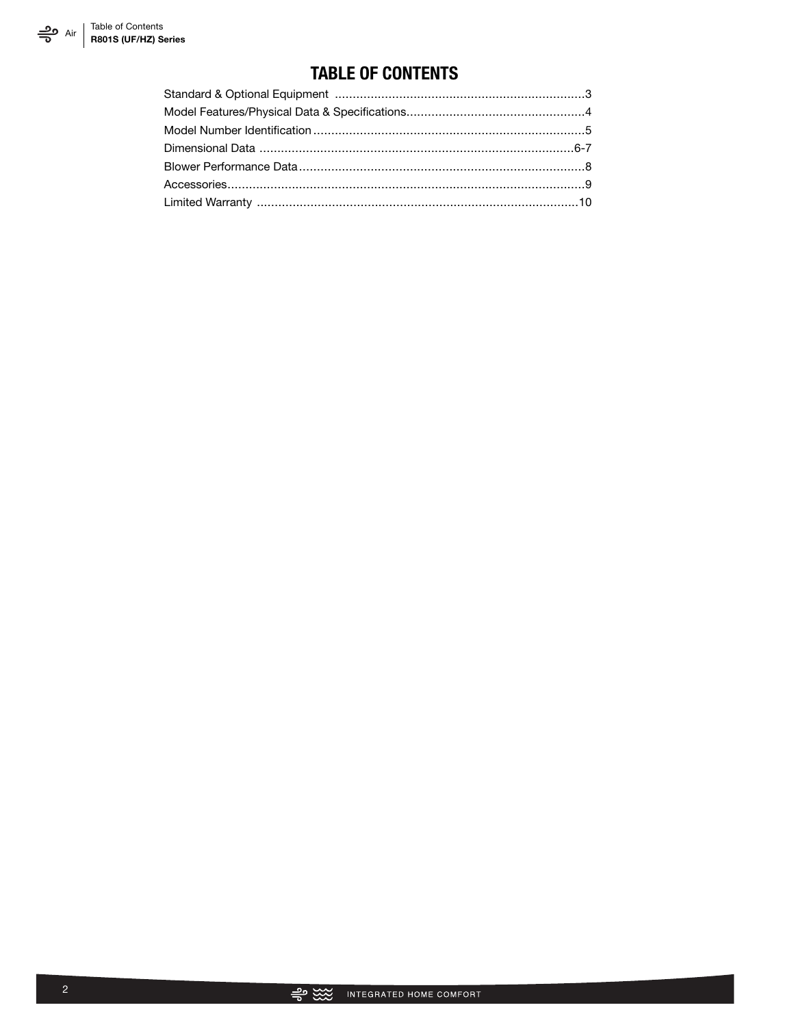# TABLE OF CONTENTS

| Section | Page |
| --- | --- |
| Standard & Optional Equipment | 3 |
| Model Features/Physical Data & Specifications | 4 |
| Model Number Identification | 5 |
| Dimensional Data | 6-7 |
| Blower Performance Data | 8 |
| Accessories | 9 |
| Limited Warranty | 10 |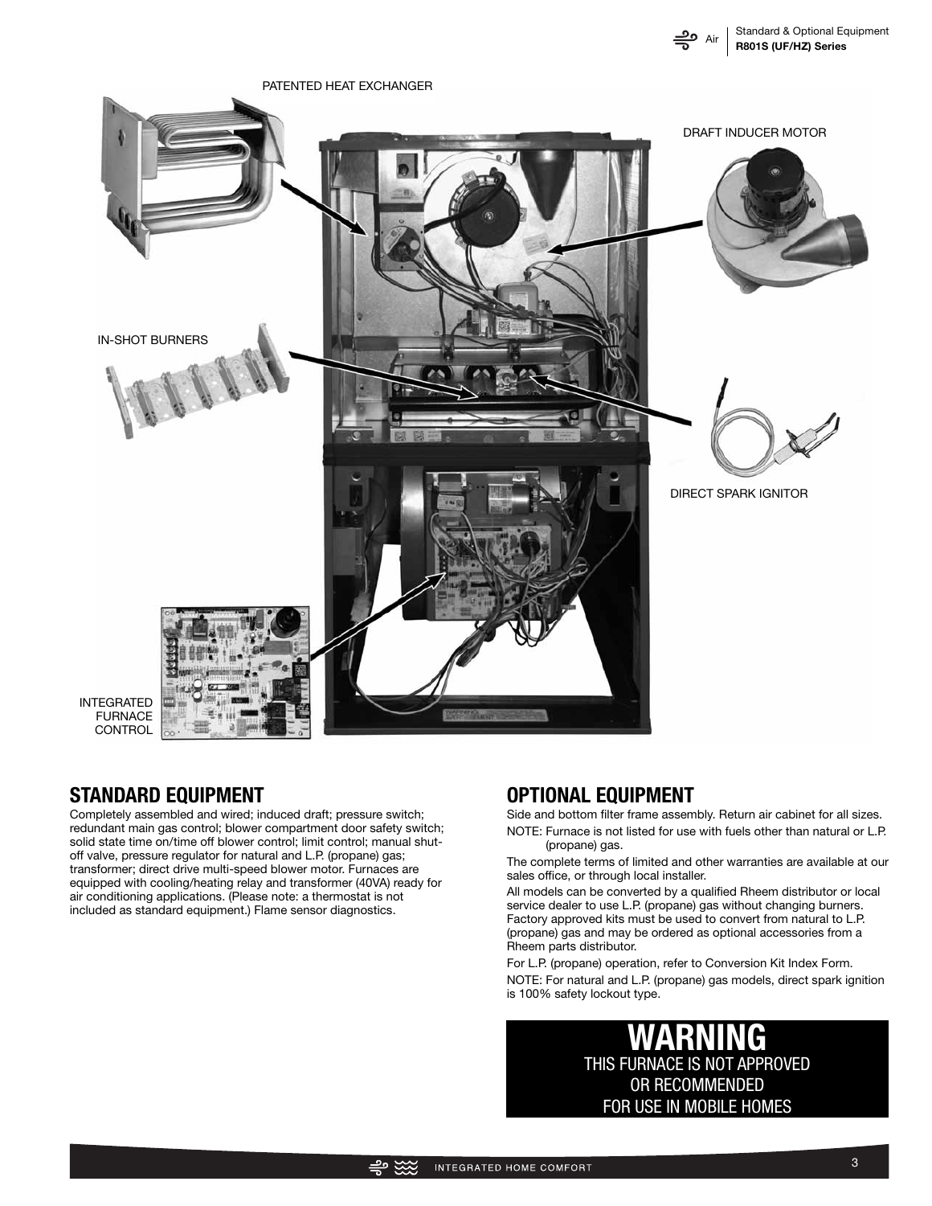PATENTED HEAT EXCHANGER

DRAFT INDUCER MOTOR

IN-SHOT BURNERS

DIRECT SPARK IGNITOR

INTEGRATED FURNACE CONTROL

## STANDARD EQUIPMENT

Completely assembled and wired; induced draft; pressure switch; redundant main gas control; blower compartment door safety switch; solid state time on/time off blower control; limit control; manual shut-off valve, pressure regulator for natural and L.P. (propane) gas; transformer; direct drive multi-speed blower motor. Furnaces are equipped with cooling/heating relay and transformer (40VA) ready for air conditioning applications. (Please note: a thermostat is not included as standard equipment.) Flame sensor diagnostics.

## OPTIONAL EQUIPMENT

Side and bottom filter frame assembly. Return air cabinet for all sizes.

NOTE: Furnace is not listed for use with fuels other than natural or L.P. (propane) gas.

The complete terms of limited and other warranties are available at our sales office, or through local installer.

All models can be converted by a qualified Rheem distributor or local service dealer to use L.P. (propane) gas without changing burners. Factory approved kits must be used to convert from natural to L.P. (propane) gas and may be ordered as optional accessories from a Rheem parts distributor.

For L.P. (propane) operation, refer to Conversion Kit Index Form.

NOTE: For natural and L.P. (propane) gas models, direct spark ignition is 100% safety lockout type.

**WARNING**

THIS FURNACE IS NOT APPROVED OR RECOMMENDED FOR USE IN MOBILE HOMES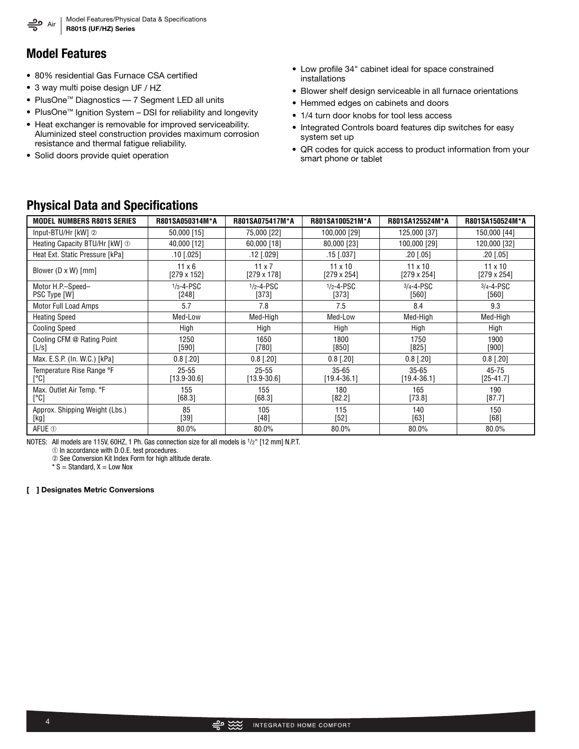## Model Features

- 80% residential Gas Furnace CSA certified
- 3 way multi poise design UF / HZ
- PlusOne™ Diagnostics — 7 Segment LED all units
- PlusOne™ Ignition System – DSI for reliability and longevity
- Heat exchanger is removable for improved serviceability. Aluminized steel construction provides maximum corrosion resistance and thermal fatigue reliability.
- Solid doors provide quiet operation
- Low profile 34" cabinet ideal for space constrained installations
- Blower shelf design serviceable in all furnace orientations
- Hemmed edges on cabinets and doors
- 1/4 turn door knobs for tool less access
- Integrated Controls board features dip switches for easy system set up
- QR codes for quick access to product information from your smart phone or tablet

## Physical Data and Specifications

| MODEL NUMBERS R801S SERIES | R801SA050314M*A | R801SA075417M*A | R801SA100521M*A | R801SA125524M*A | R801SA150524M*A |
|---|---|---|---|---|---|
| Input-BTU/Hr [kW] ② | 50,000 [15] | 75,000 [22] | 100,000 [29] | 125,000 [37] | 150,000 [44] |
| Heating Capacity BTU/Hr [kW] ① | 40,000 [12] | 60,000 [18] | 80,000 [23] | 100,000 [29] | 120,000 [32] |
| Heat Ext. Static Pressure [kPa] | .10 [.025] | .12 [.029] | .15 [.037] | .20 [.05] | .20 [.05] |
| Blower (D x W) [mm] | 11 x 6 [279 x 152] | 11 x 7 [279 x 178] | 11 x 10 [279 x 254] | 11 x 10 [279 x 254] | 11 x 10 [279 x 254] |
| Motor H.P.–Speed– PSC Type [W] | 1/3-4-PSC [248] | 1/2-4-PSC [373] | 1/2-4-PSC [373] | 3/4-4-PSC [560] | 3/4-4-PSC [560] |
| Motor Full Load Amps | 5.7 | 7.8 | 7.5 | 8.4 | 9.3 |
| Heating Speed | Med-Low | Med-High | Med-Low | Med-High | Med-High |
| Cooling Speed | High | High | High | High | High |
| Cooling CFM @ Rating Point [L/s] | 1250 [590] | 1650 [780] | 1800 [850] | 1750 [825] | 1900 [900] |
| Max. E.S.P. (In. W.C.) [kPa] | 0.8 [.20] | 0.8 [.20] | 0.8 [.20] | 0.8 [.20] | 0.8 [.20] |
| Temperature Rise Range °F [°C] | 25-55 [13.9-30.6] | 25-55 [13.9-30.6] | 35-65 [19.4-36.1] | 35-65 [19.4-36.1] | 45-75 [25-41.7] |
| Max. Outlet Air Temp. °F [°C] | 155 [68.3] | 155 [68.3] | 180 [82.2] | 165 [73.8] | 190 [87.7] |
| Approx. Shipping Weight (Lbs.) [kg] | 85 [39] | 105 [48] | 115 [52] | 140 [63] | 150 [68] |
| AFUE ① | 80.0% | 80.0% | 80.0% | 80.0% | 80.0% |

NOTES: All models are 115V, 60HZ, 1 Ph. Gas connection size for all models is 1/2" [12 mm] N.P.T.
① In accordance with D.O.E. test procedures.
② See Conversion Kit Index Form for high altitude derate.
* S = Standard, X = Low Nox

**[ ] Designates Metric Conversions**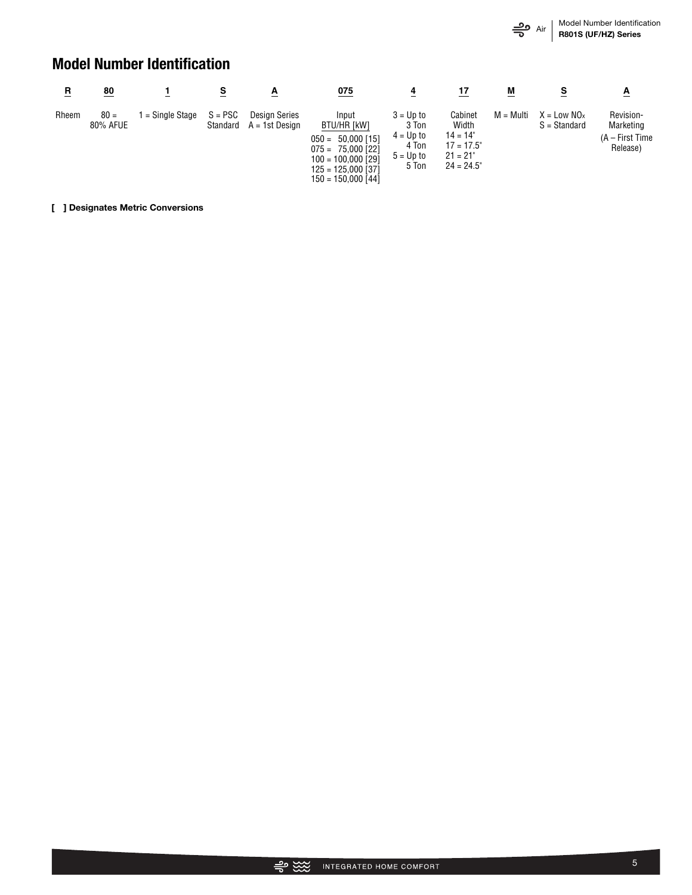## Model Number Identification

| R | 80 | 1 | S | A | 075 | 4 | 17 | M | S | A |
|---|---|---|---|---|---|---|---|---|---|---|
| Rheem | 80 = 80% AFUE | 1 = Single Stage | S = PSC Standard | Design Series A = 1st Design | Input BTU/HR [kW]<br>050 = 50,000 [15]<br>075 = 75,000 [22]<br>100 = 100,000 [29]<br>125 = 125,000 [37]<br>150 = 150,000 [44] | 3 = Up to 3 Ton<br>4 = Up to 4 Ton<br>5 = Up to 5 Ton | Cabinet Width<br>14 = 14"<br>17 = 17.5"<br>21 = 21"<br>24 = 24.5" | M = Multi | X = Low $NO_x$<br>S = Standard | Revision-Marketing<br>(A – First Time Release) |

**[ ] Designates Metric Conversions**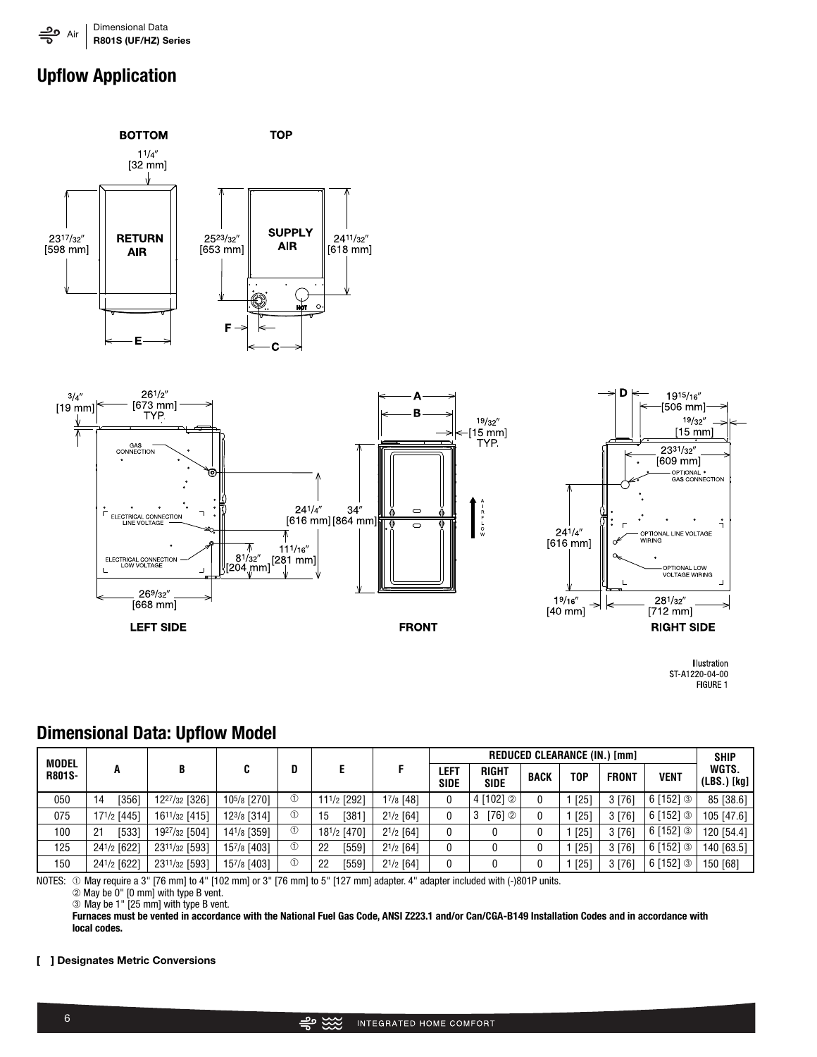## Upflow Application

Illustration
ST-A1220-04-00
FIGURE 1

## Dimensional Data: Upflow Model

| MODEL R801S- | A | B | C | D | E | F | REDUCED CLEARANCE (IN.) [mm] | | | | | | SHIP WGTS. (LBS.) [kg] |
|---|---|---|---|---|---|---|---|---|---|---|---|---|---|
| | | | | | | | LEFT SIDE | RIGHT SIDE | BACK | TOP | FRONT | VENT | |
| 050 | 14 [356] | 12 27/32 [326] | 10 5/8 [270] | ① | 11 1/2 [292] | 1 7/8 [48] | 0 | 4 [102] ② | 0 | 1 [25] | 3 [76] | 6 [152] ③ | 85 [38.6] |
| 075 | 17 1/2 [445] | 16 11/32 [415] | 12 3/8 [314] | ① | 15 [381] | 2 1/2 [64] | 0 | 3 [76] ② | 0 | 1 [25] | 3 [76] | 6 [152] ③ | 105 [47.6] |
| 100 | 21 [533] | 19 27/32 [504] | 14 1/8 [359] | ① | 18 1/2 [470] | 2 1/2 [64] | 0 | 0 | 0 | 1 [25] | 3 [76] | 6 [152] ③ | 120 [54.4] |
| 125 | 24 1/2 [622] | 23 11/32 [593] | 15 7/8 [403] | ① | 22 [559] | 2 1/2 [64] | 0 | 0 | 0 | 1 [25] | 3 [76] | 6 [152] ③ | 140 [63.5] |
| 150 | 24 1/2 [622] | 23 11/32 [593] | 15 7/8 [403] | ① | 22 [559] | 2 1/2 [64] | 0 | 0 | 0 | 1 [25] | 3 [76] | 6 [152] ③ | 150 [68] |

NOTES: ① May require a 3" [76 mm] to 4" [102 mm] or 3" [76 mm] to 5" [127 mm] adapter. 4" adapter included with (-)801P units.
② May be 0" [0 mm] with type B vent.
③ May be 1" [25 mm] with type B vent.
**Furnaces must be vented in accordance with the National Fuel Gas Code, ANSI Z223.1 and/or Can/CGA-B149 Installation Codes and in accordance with local codes.**

**[ ] Designates Metric Conversions**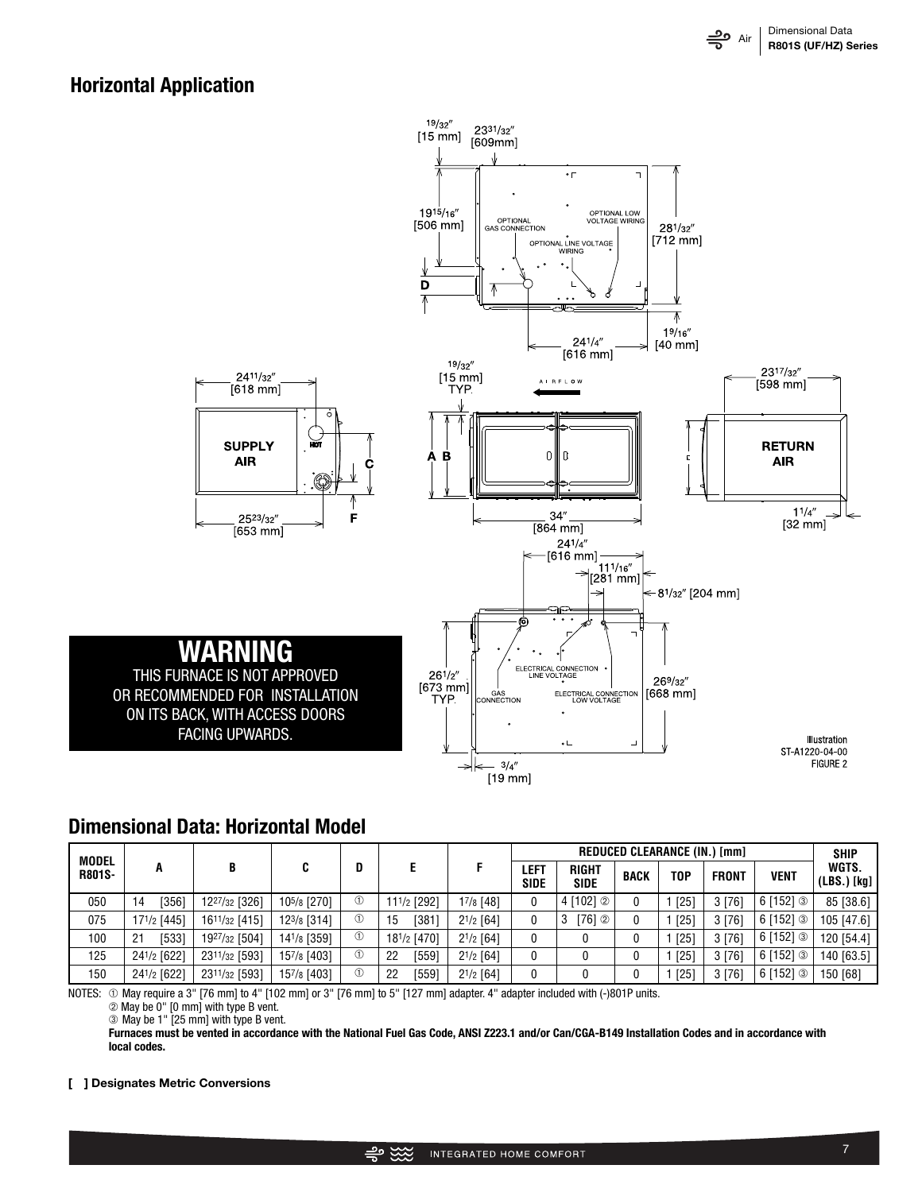## Horizontal Application

19/32″ [15 mm]
23 31/32″ [609mm]
19 15/16″ [506 mm]
OPTIONAL GAS CONNECTION
OPTIONAL LOW VOLTAGE WIRING
OPTIONAL LINE VOLTAGE WIRING
28 1/32″ [712 mm]
D
24 1/4″ [616 mm]
1 9/16″ [40 mm]

24 11/32″ [618 mm]
SUPPLY AIR
C
F
25 23/32″ [653 mm]

19/32″ [15 mm] TYP.
AIRFLOW
A B
34″ [864 mm]

23 17/32″ [598 mm]
RETURN AIR
E
1 1/4″ [32 mm]

24 1/4″ [616 mm]
11 1/16″ [281 mm]
8 1/32″ [204 mm]
26 1/2″ [673 mm] TYP.
GAS CONNECTION
ELECTRICAL CONNECTION LINE VOLTAGE
ELECTRICAL CONNECTION LOW VOLTAGE
26 9/32″ [668 mm]
3/4″ [19 mm]

**WARNING**
THIS FURNACE IS NOT APPROVED OR RECOMMENDED FOR INSTALLATION ON ITS BACK, WITH ACCESS DOORS FACING UPWARDS.

Illustration ST-A1220-04-00
FIGURE 2

## Dimensional Data: Horizontal Model

| MODEL R801S- | A | B | C | D | E | F | REDUCED CLEARANCE (IN.) [mm] | | | | | | SHIP WGTS. (LBS.) [kg] |
|---|---|---|---|---|---|---|---|---|---|---|---|---|---|
| | | | | | | | LEFT SIDE | RIGHT SIDE | BACK | TOP | FRONT | VENT | |
| 050 | 14 [356] | 12 27/32 [326] | 10 5/8 [270] | ① | 11 1/2 [292] | 1 7/8 [48] | 0 | 4 [102] ② | 0 | 1 [25] | 3 [76] | 6 [152] ③ | 85 [38.6] |
| 075 | 17 1/2 [445] | 16 11/32 [415] | 12 3/8 [314] | ① | 15 [381] | 2 1/2 [64] | 0 | 3 [76] ② | 0 | 1 [25] | 3 [76] | 6 [152] ③ | 105 [47.6] |
| 100 | 21 [533] | 19 27/32 [504] | 14 1/8 [359] | ① | 18 1/2 [470] | 2 1/2 [64] | 0 | 0 | 0 | 1 [25] | 3 [76] | 6 [152] ③ | 120 [54.4] |
| 125 | 24 1/2 [622] | 23 11/32 [593] | 15 7/8 [403] | ① | 22 [559] | 2 1/2 [64] | 0 | 0 | 0 | 1 [25] | 3 [76] | 6 [152] ③ | 140 [63.5] |
| 150 | 24 1/2 [622] | 23 11/32 [593] | 15 7/8 [403] | ① | 22 [559] | 2 1/2 [64] | 0 | 0 | 0 | 1 [25] | 3 [76] | 6 [152] ③ | 150 [68] |

NOTES: ① May require a 3" [76 mm] to 4" [102 mm] or 3" [76 mm] to 5" [127 mm] adapter. 4" adapter included with (-)801P units.
② May be 0" [0 mm] with type B vent.
③ May be 1" [25 mm] with type B vent.
**Furnaces must be vented in accordance with the National Fuel Gas Code, ANSI Z223.1 and/or Can/CGA-B149 Installation Codes and in accordance with local codes.**

**[ ] Designates Metric Conversions**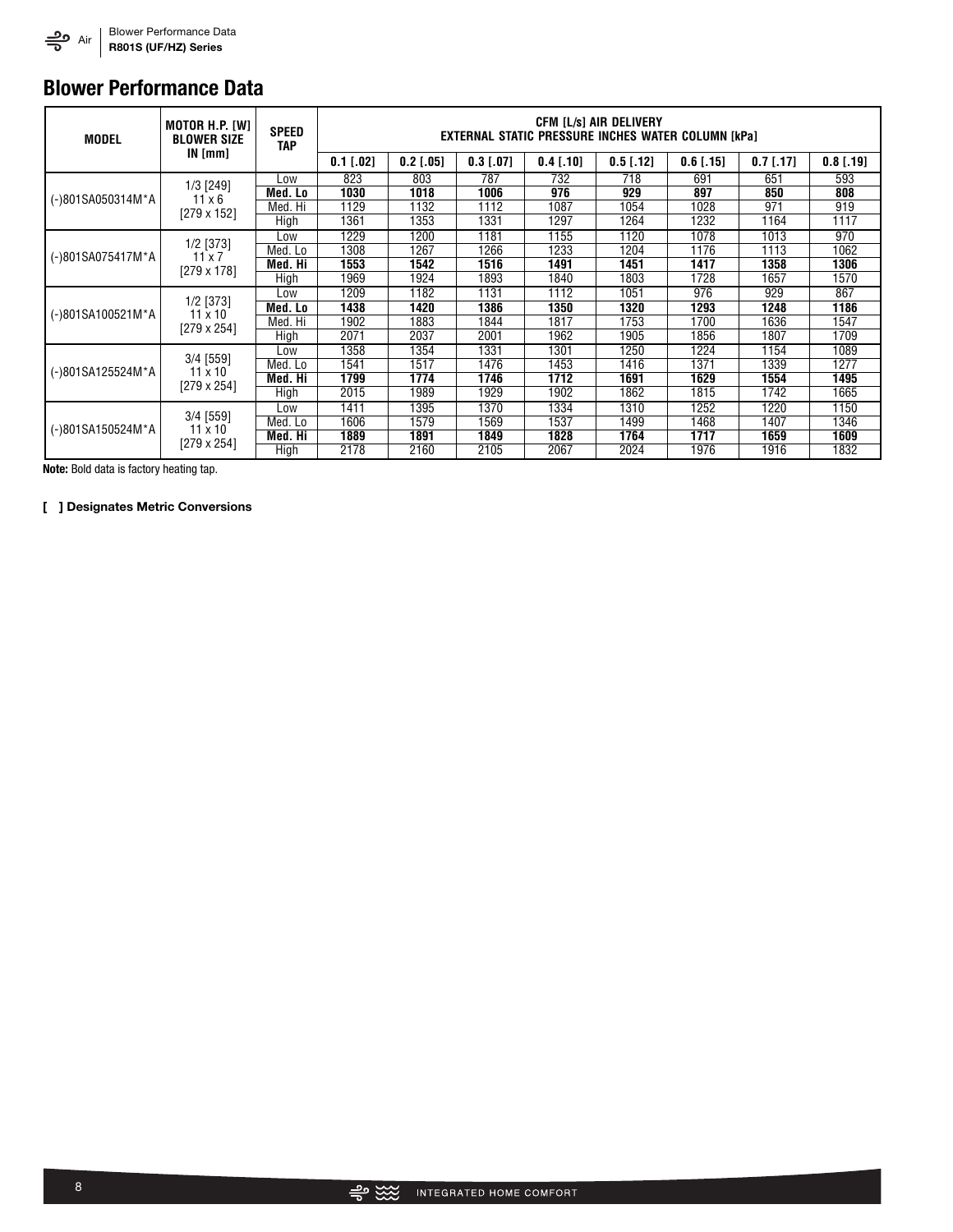## Blower Performance Data

| MODEL | MOTOR H.P. [W] BLOWER SIZE IN [mm] | SPEED TAP | CFM [L/s] AIR DELIVERY EXTERNAL STATIC PRESSURE INCHES WATER COLUMN [kPa] | | | | | | | |
|---|---|---|---|---|---|---|---|---|---|---|
| | | | 0.1 [.02] | 0.2 [.05] | 0.3 [.07] | 0.4 [.10] | 0.5 [.12] | 0.6 [.15] | 0.7 [.17] | 0.8 [.19] |
| (-)801SA050314M*A | 1/3 [249] 11 x 6 [279 x 152] | Low | 823 | 803 | 787 | 732 | 718 | 691 | 651 | 593 |
| | | **Med. Lo** | **1030** | **1018** | **1006** | **976** | **929** | **897** | **850** | **808** |
| | | Med. Hi | 1129 | 1132 | 1112 | 1087 | 1054 | 1028 | 971 | 919 |
| | | High | 1361 | 1353 | 1331 | 1297 | 1264 | 1232 | 1164 | 1117 |
| (-)801SA075417M*A | 1/2 [373] 11 x 7 [279 x 178] | Low | 1229 | 1200 | 1181 | 1155 | 1120 | 1078 | 1013 | 970 |
| | | Med. Lo | 1308 | 1267 | 1266 | 1233 | 1204 | 1176 | 1113 | 1062 |
| | | **Med. Hi** | **1553** | **1542** | **1516** | **1491** | **1451** | **1417** | **1358** | **1306** |
| | | High | 1969 | 1924 | 1893 | 1840 | 1803 | 1728 | 1657 | 1570 |
| (-)801SA100521M*A | 1/2 [373] 11 x 10 [279 x 254] | Low | 1209 | 1182 | 1131 | 1112 | 1051 | 976 | 929 | 867 |
| | | **Med. Lo** | **1438** | **1420** | **1386** | **1350** | **1320** | **1293** | **1248** | **1186** |
| | | Med. Hi | 1902 | 1883 | 1844 | 1817 | 1753 | 1700 | 1636 | 1547 |
| | | High | 2071 | 2037 | 2001 | 1962 | 1905 | 1856 | 1807 | 1709 |
| (-)801SA125524M*A | 3/4 [559] 11 x 10 [279 x 254] | Low | 1358 | 1354 | 1331 | 1301 | 1250 | 1224 | 1154 | 1089 |
| | | Med. Lo | 1541 | 1517 | 1476 | 1453 | 1416 | 1371 | 1339 | 1277 |
| | | **Med. Hi** | **1799** | **1774** | **1746** | **1712** | **1691** | **1629** | **1554** | **1495** |
| | | High | 2015 | 1989 | 1929 | 1902 | 1862 | 1815 | 1742 | 1665 |
| (-)801SA150524M*A | 3/4 [559] 11 x 10 [279 x 254] | Low | 1411 | 1395 | 1370 | 1334 | 1310 | 1252 | 1220 | 1150 |
| | | Med. Lo | 1606 | 1579 | 1569 | 1537 | 1499 | 1468 | 1407 | 1346 |
| | | **Med. Hi** | **1889** | **1891** | **1849** | **1828** | **1764** | **1717** | **1659** | **1609** |
| | | High | 2178 | 2160 | 2105 | 2067 | 2024 | 1976 | 1916 | 1832 |

**Note:** Bold data is factory heating tap.

**[ ] Designates Metric Conversions**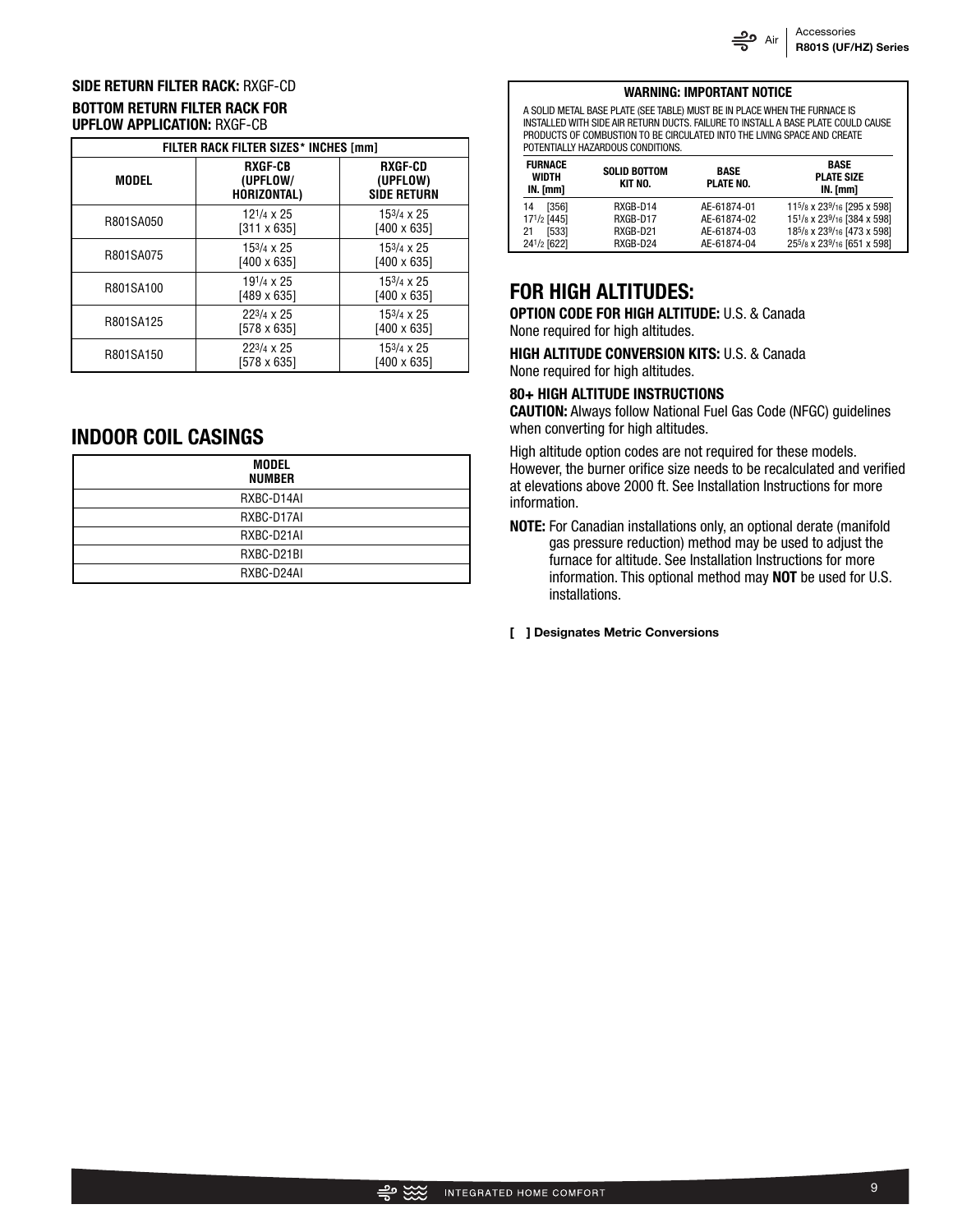**SIDE RETURN FILTER RACK:** RXGF-CD

**BOTTOM RETURN FILTER RACK FOR UPFLOW APPLICATION:** RXGF-CB

| FILTER RACK FILTER SIZES* INCHES [mm] | | |
|---|---|---|
| MODEL | RXGF-CB (UPFLOW/ HORIZONTAL) | RXGF-CD (UPFLOW) SIDE RETURN |
| R801SA050 | 12 1/4 x 25 [311 x 635] | 15 3/4 x 25 [400 x 635] |
| R801SA075 | 15 3/4 x 25 [400 x 635] | 15 3/4 x 25 [400 x 635] |
| R801SA100 | 19 1/4 x 25 [489 x 635] | 15 3/4 x 25 [400 x 635] |
| R801SA125 | 22 3/4 x 25 [578 x 635] | 15 3/4 x 25 [400 x 635] |
| R801SA150 | 22 3/4 x 25 [578 x 635] | 15 3/4 x 25 [400 x 635] |

## INDOOR COIL CASINGS

| MODEL NUMBER |
|---|
| RXBC-D14AI |
| RXBC-D17AI |
| RXBC-D21AI |
| RXBC-D21BI |
| RXBC-D24AI |

**WARNING: IMPORTANT NOTICE**

A SOLID METAL BASE PLATE (SEE TABLE) MUST BE IN PLACE WHEN THE FURNACE IS INSTALLED WITH SIDE AIR RETURN DUCTS. FAILURE TO INSTALL A BASE PLATE COULD CAUSE PRODUCTS OF COMBUSTION TO BE CIRCULATED INTO THE LIVING SPACE AND CREATE POTENTIALLY HAZARDOUS CONDITIONS.

| FURNACE WIDTH IN. [mm] | SOLID BOTTOM KIT NO. | BASE PLATE NO. | BASE PLATE SIZE IN. [mm] |
|---|---|---|---|
| 14 [356] | RXGB-D14 | AE-61874-01 | 11 5/8 x 23 9/16 [295 x 598] |
| 17 1/2 [445] | RXGB-D17 | AE-61874-02 | 15 1/8 x 23 9/16 [384 x 598] |
| 21 [533] | RXGB-D21 | AE-61874-03 | 18 5/8 x 23 9/16 [473 x 598] |
| 24 1/2 [622] | RXGB-D24 | AE-61874-04 | 25 5/8 x 23 9/16 [651 x 598] |

## FOR HIGH ALTITUDES:

**OPTION CODE FOR HIGH ALTITUDE:** U.S. & Canada
None required for high altitudes.

**HIGH ALTITUDE CONVERSION KITS:** U.S. & Canada
None required for high altitudes.

**80+ HIGH ALTITUDE INSTRUCTIONS**

**CAUTION:** Always follow National Fuel Gas Code (NFGC) guidelines when converting for high altitudes.

High altitude option codes are not required for these models. However, the burner orifice size needs to be recalculated and verified at elevations above 2000 ft. See Installation Instructions for more information.

**NOTE:** For Canadian installations only, an optional derate (manifold gas pressure reduction) method may be used to adjust the furnace for altitude. See Installation Instructions for more information. This optional method may **NOT** be used for U.S. installations.

**[ ] Designates Metric Conversions**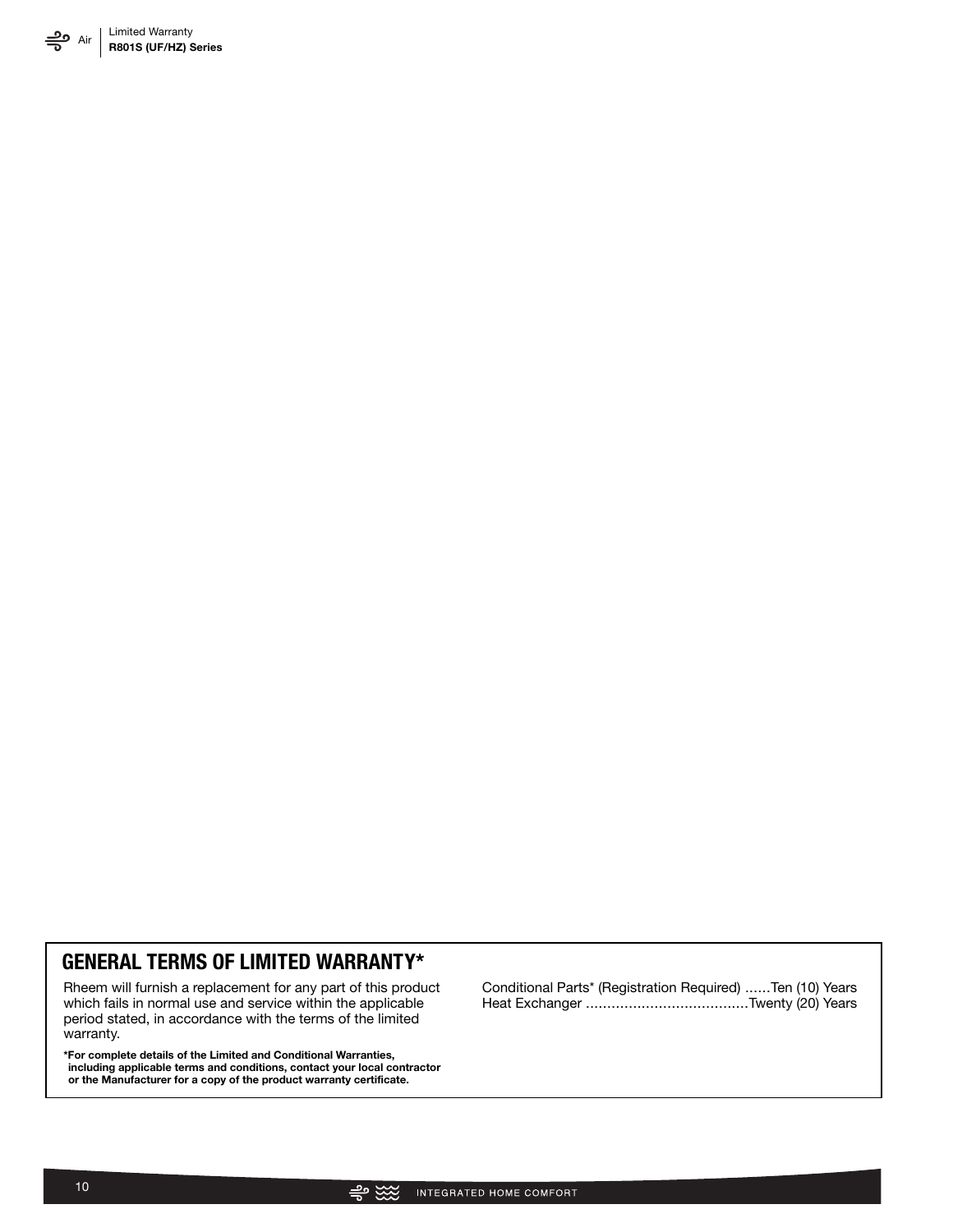## GENERAL TERMS OF LIMITED WARRANTY*

Rheem will furnish a replacement for any part of this product which fails in normal use and service within the applicable period stated, in accordance with the terms of the limited warranty.

**\*For complete details of the Limited and Conditional Warranties, including applicable terms and conditions, contact your local contractor or the Manufacturer for a copy of the product warranty certificate.**

Conditional Parts* (Registration Required) ......Ten (10) Years
Heat Exchanger ......................................Twenty (20) Years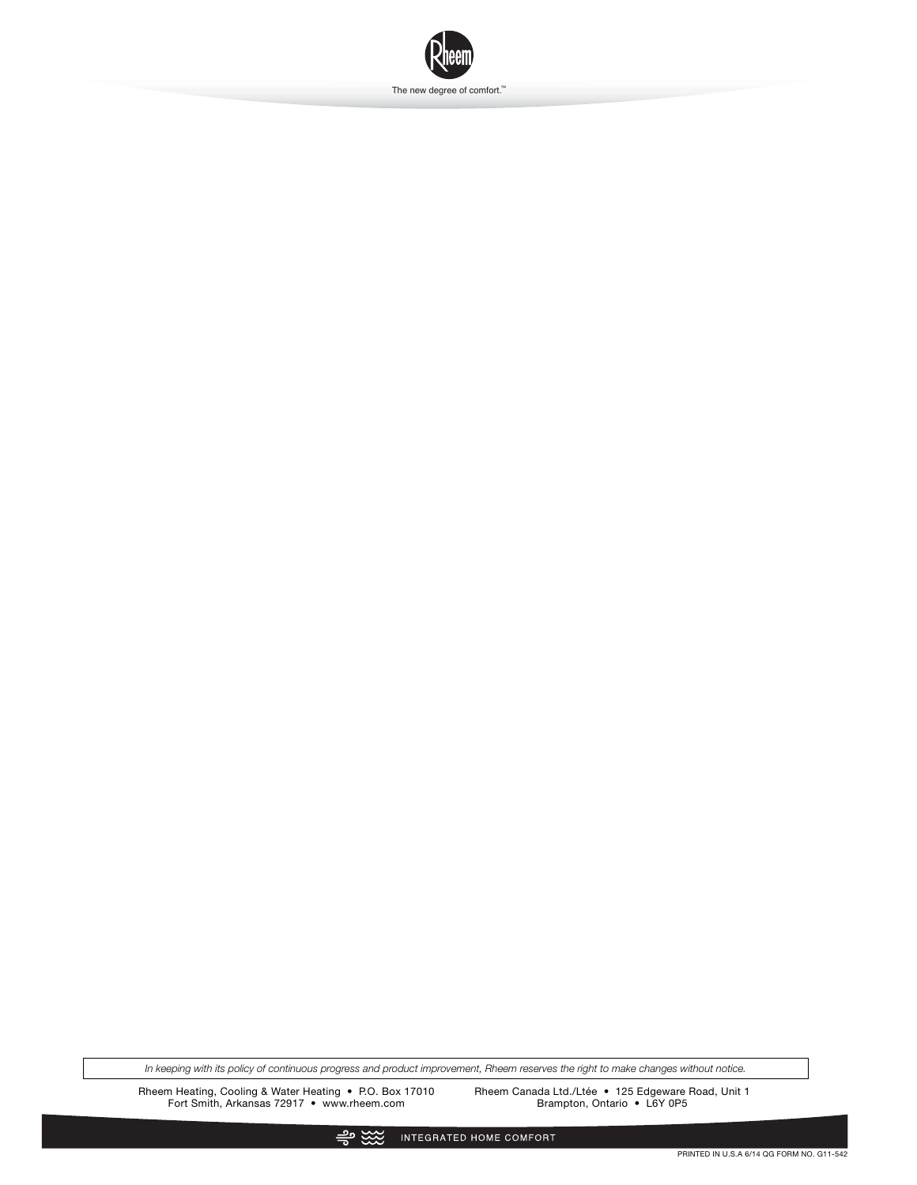The new degree of comfort.™

*In keeping with its policy of continuous progress and product improvement, Rheem reserves the right to make changes without notice.*

Rheem Heating, Cooling & Water Heating • P.O. Box 17010
Fort Smith, Arkansas 72917 • www.rheem.com

Rheem Canada Ltd./Ltée • 125 Edgeware Road, Unit 1
Brampton, Ontario • L6Y 0P5

INTEGRATED HOME COMFORT

PRINTED IN U.S.A 6/14 QG FORM NO. G11-542